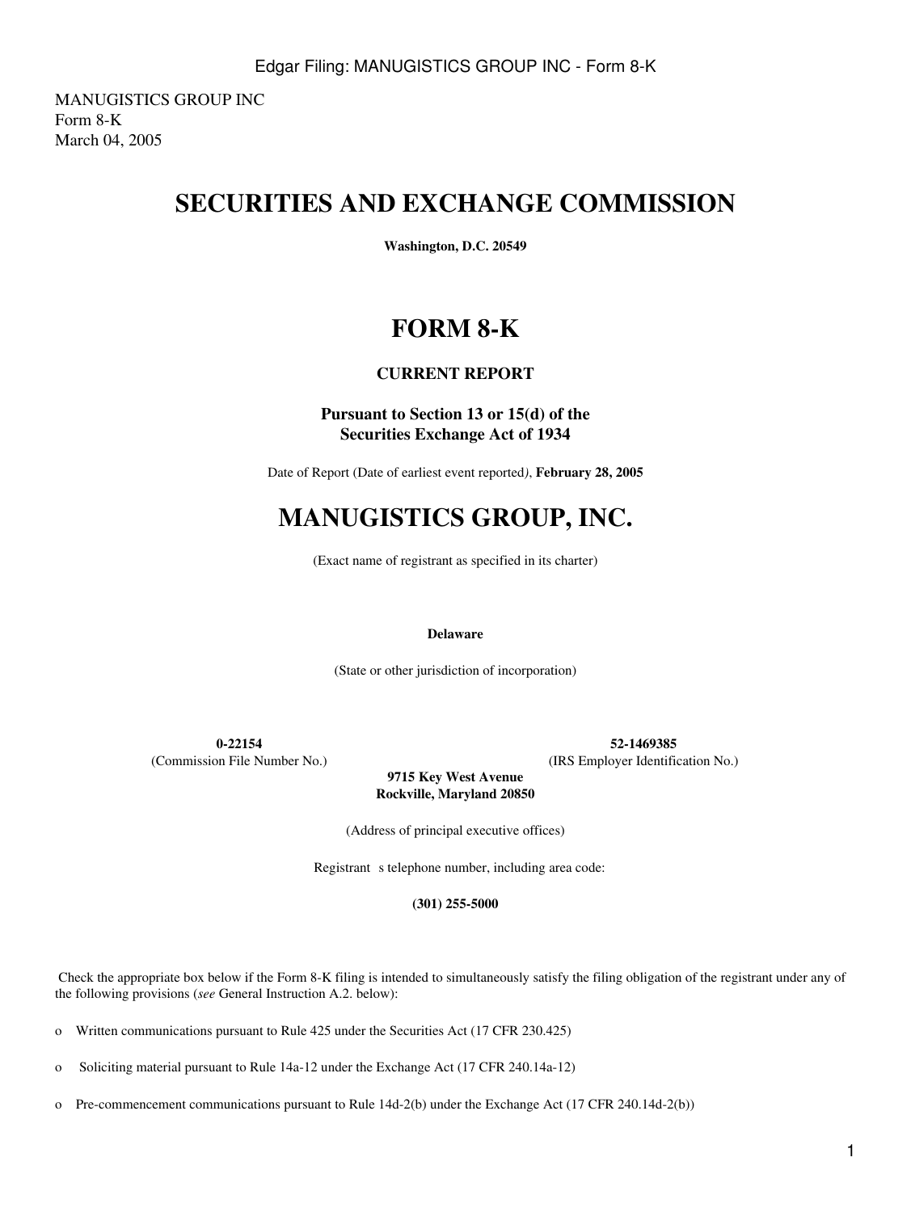MANUGISTICS GROUP INC
Form 8-K
March 04, 2005

# SECURITIES AND EXCHANGE COMMISSION

**Washington, D.C. 20549**

# FORM 8-K

**CURRENT REPORT**

**Pursuant to Section 13 or 15(d) of the Securities Exchange Act of 1934**

Date of Report (Date of earliest event reported), **February 28, 2005**

# MANUGISTICS GROUP, INC.

(Exact name of registrant as specified in its charter)

**Delaware**

(State or other jurisdiction of incorporation)

| **0-22154** | **52-1469385** |
|---|---|
| (Commission File Number No.) | (IRS Employer Identification No.) |

**9715 Key West Avenue**
**Rockville, Maryland 20850**

(Address of principal executive offices)

Registrant s telephone number, including area code:

**(301) 255-5000**

Check the appropriate box below if the Form 8-K filing is intended to simultaneously satisfy the filing obligation of the registrant under any of the following provisions (*see* General Instruction A.2. below):

o Written communications pursuant to Rule 425 under the Securities Act (17 CFR 230.425)

o Soliciting material pursuant to Rule 14a-12 under the Exchange Act (17 CFR 240.14a-12)

o Pre-commencement communications pursuant to Rule 14d-2(b) under the Exchange Act (17 CFR 240.14d-2(b))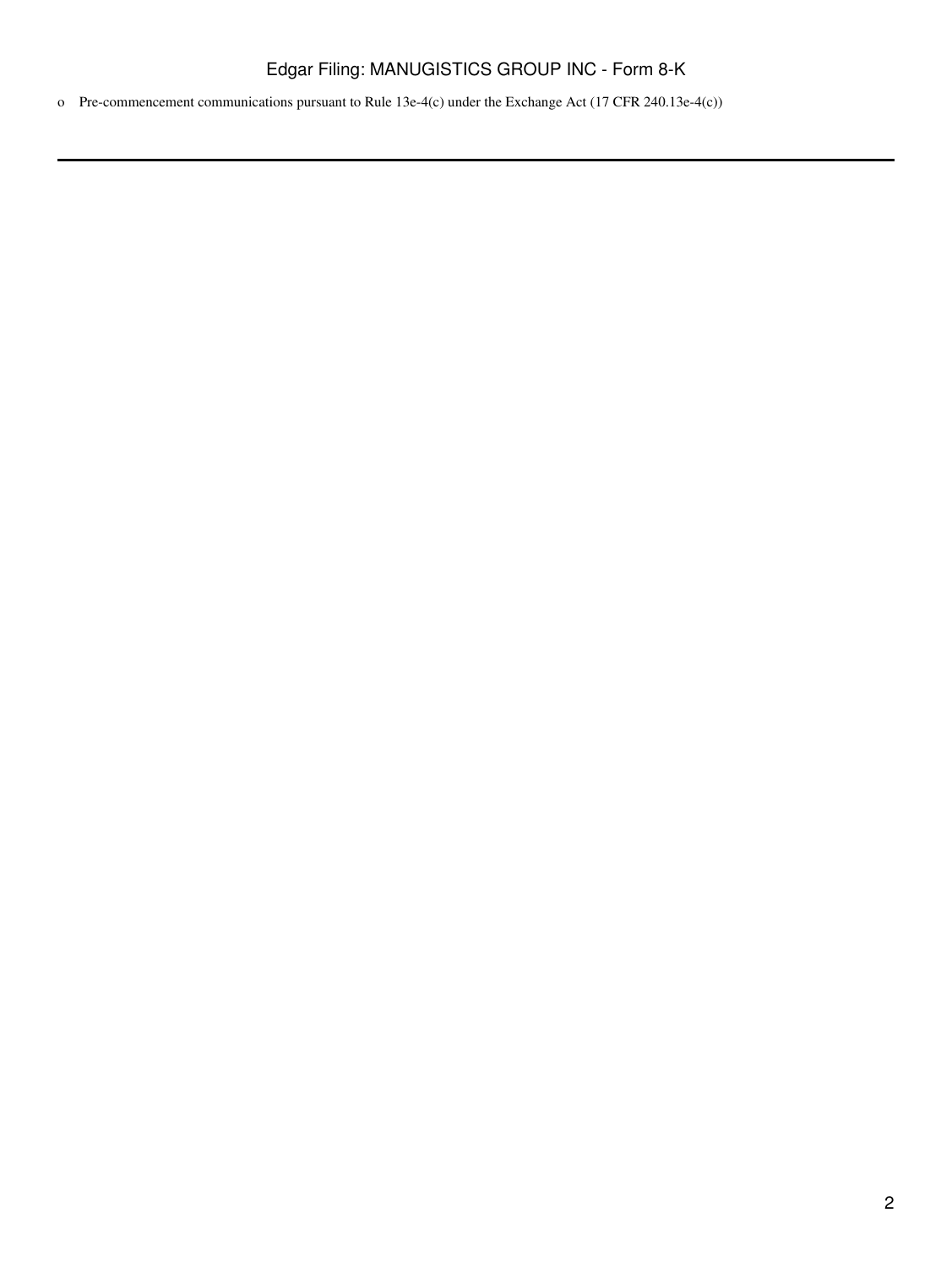o Pre-commencement communications pursuant to Rule 13e-4(c) under the Exchange Act (17 CFR 240.13e-4(c))

---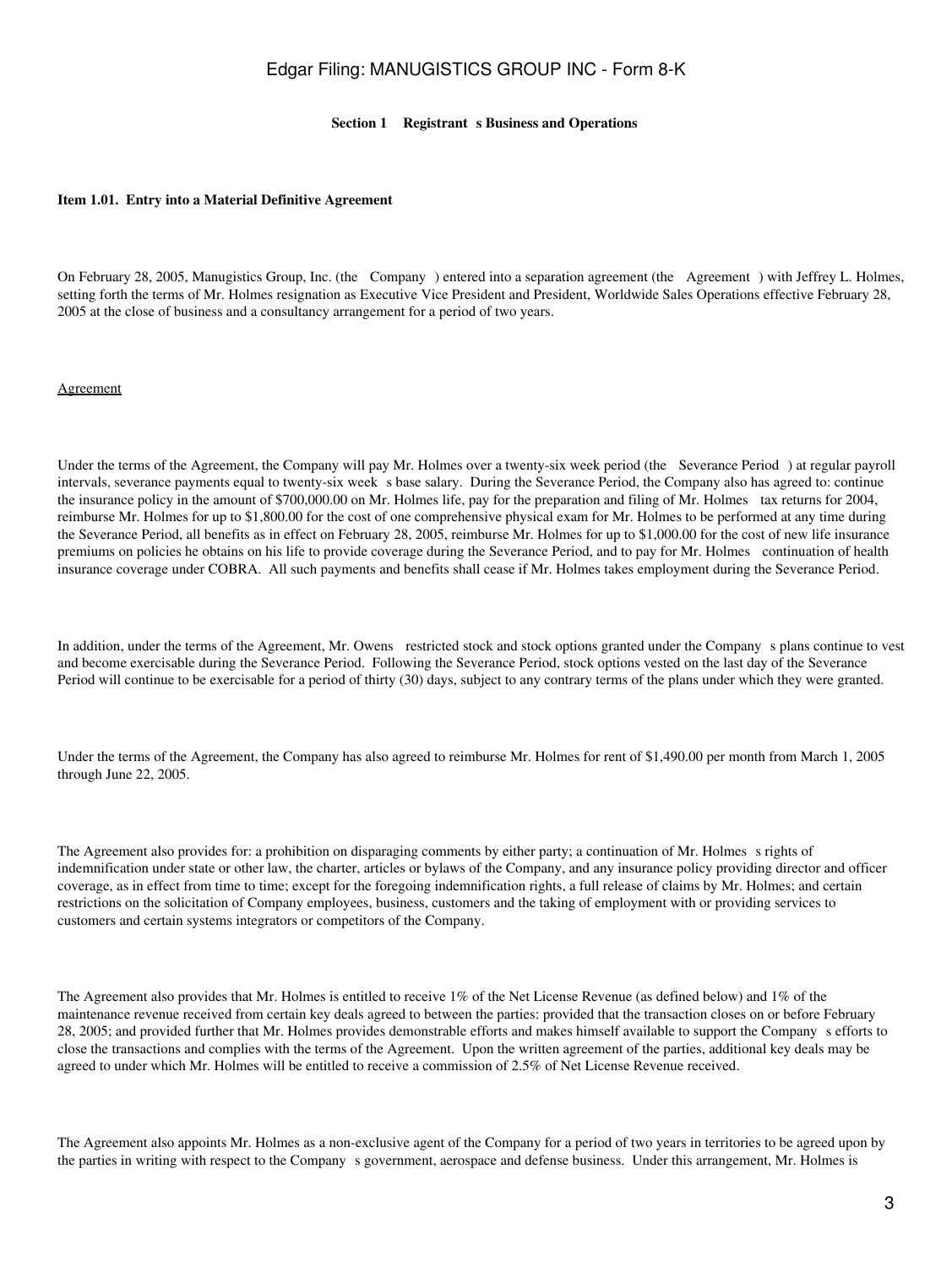**Section 1 Registrant s Business and Operations**

**Item 1.01. Entry into a Material Definitive Agreement**

On February 28, 2005, Manugistics Group, Inc. (the Company ) entered into a separation agreement (the Agreement ) with Jeffrey L. Holmes, setting forth the terms of Mr. Holmes resignation as Executive Vice President and President, Worldwide Sales Operations effective February 28, 2005 at the close of business and a consultancy arrangement for a period of two years.

Agreement

Under the terms of the Agreement, the Company will pay Mr. Holmes over a twenty-six week period (the Severance Period ) at regular payroll intervals, severance payments equal to twenty-six week s base salary. During the Severance Period, the Company also has agreed to: continue the insurance policy in the amount of $700,000.00 on Mr. Holmes life, pay for the preparation and filing of Mr. Holmes tax returns for 2004, reimburse Mr. Holmes for up to $1,800.00 for the cost of one comprehensive physical exam for Mr. Holmes to be performed at any time during the Severance Period, all benefits as in effect on February 28, 2005, reimburse Mr. Holmes for up to $1,000.00 for the cost of new life insurance premiums on policies he obtains on his life to provide coverage during the Severance Period, and to pay for Mr. Holmes continuation of health insurance coverage under COBRA. All such payments and benefits shall cease if Mr. Holmes takes employment during the Severance Period.

In addition, under the terms of the Agreement, Mr. Owens restricted stock and stock options granted under the Company s plans continue to vest and become exercisable during the Severance Period. Following the Severance Period, stock options vested on the last day of the Severance Period will continue to be exercisable for a period of thirty (30) days, subject to any contrary terms of the plans under which they were granted.

Under the terms of the Agreement, the Company has also agreed to reimburse Mr. Holmes for rent of $1,490.00 per month from March 1, 2005 through June 22, 2005.

The Agreement also provides for: a prohibition on disparaging comments by either party; a continuation of Mr. Holmes s rights of indemnification under state or other law, the charter, articles or bylaws of the Company, and any insurance policy providing director and officer coverage, as in effect from time to time; except for the foregoing indemnification rights, a full release of claims by Mr. Holmes; and certain restrictions on the solicitation of Company employees, business, customers and the taking of employment with or providing services to customers and certain systems integrators or competitors of the Company.

The Agreement also provides that Mr. Holmes is entitled to receive 1% of the Net License Revenue (as defined below) and 1% of the maintenance revenue received from certain key deals agreed to between the parties: provided that the transaction closes on or before February 28, 2005; and provided further that Mr. Holmes provides demonstrable efforts and makes himself available to support the Company s efforts to close the transactions and complies with the terms of the Agreement. Upon the written agreement of the parties, additional key deals may be agreed to under which Mr. Holmes will be entitled to receive a commission of 2.5% of Net License Revenue received.

The Agreement also appoints Mr. Holmes as a non-exclusive agent of the Company for a period of two years in territories to be agreed upon by the parties in writing with respect to the Company s government, aerospace and defense business. Under this arrangement, Mr. Holmes is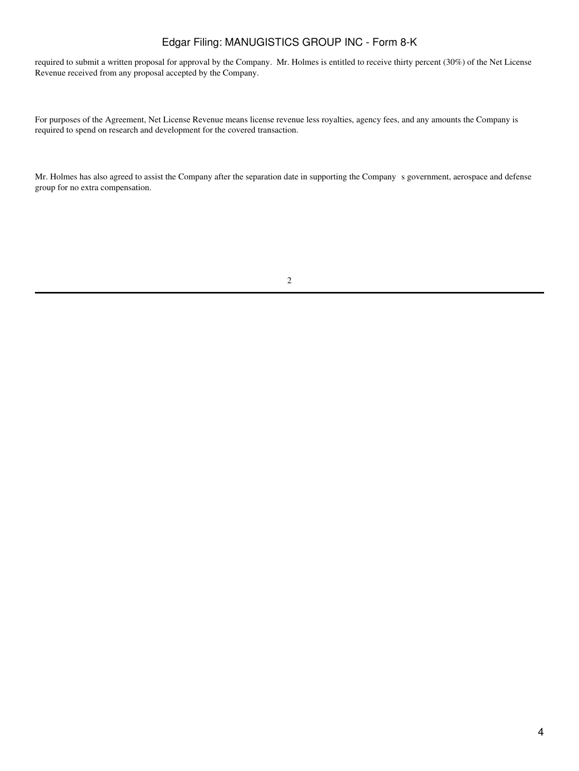required to submit a written proposal for approval by the Company. Mr. Holmes is entitled to receive thirty percent (30%) of the Net License Revenue received from any proposal accepted by the Company.

For purposes of the Agreement, Net License Revenue means license revenue less royalties, agency fees, and any amounts the Company is required to spend on research and development for the covered transaction.

Mr. Holmes has also agreed to assist the Company after the separation date in supporting the Company s government, aerospace and defense group for no extra compensation.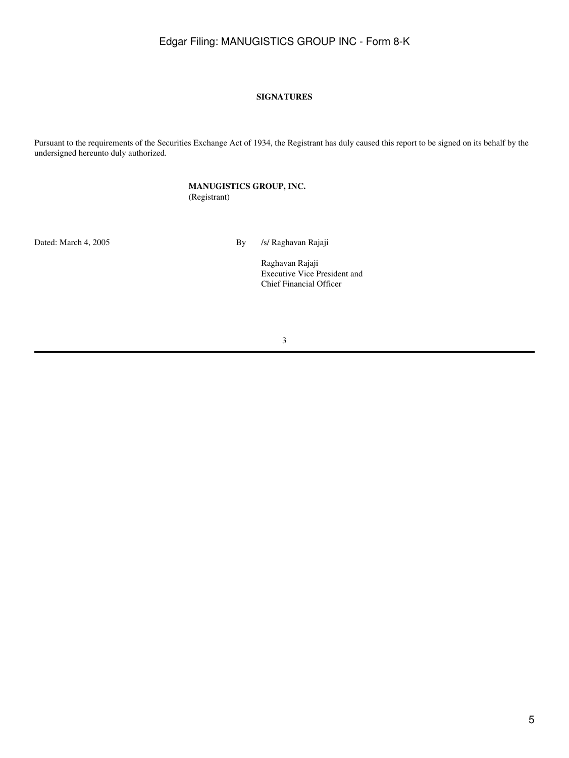**SIGNATURES**

Pursuant to the requirements of the Securities Exchange Act of 1934, the Registrant has duly caused this report to be signed on its behalf by the undersigned hereunto duly authorized.

**MANUGISTICS GROUP, INC.**
(Registrant)

Dated: March 4, 2005

By /s/ Raghavan Rajaji

Raghavan Rajaji
Executive Vice President and
Chief Financial Officer